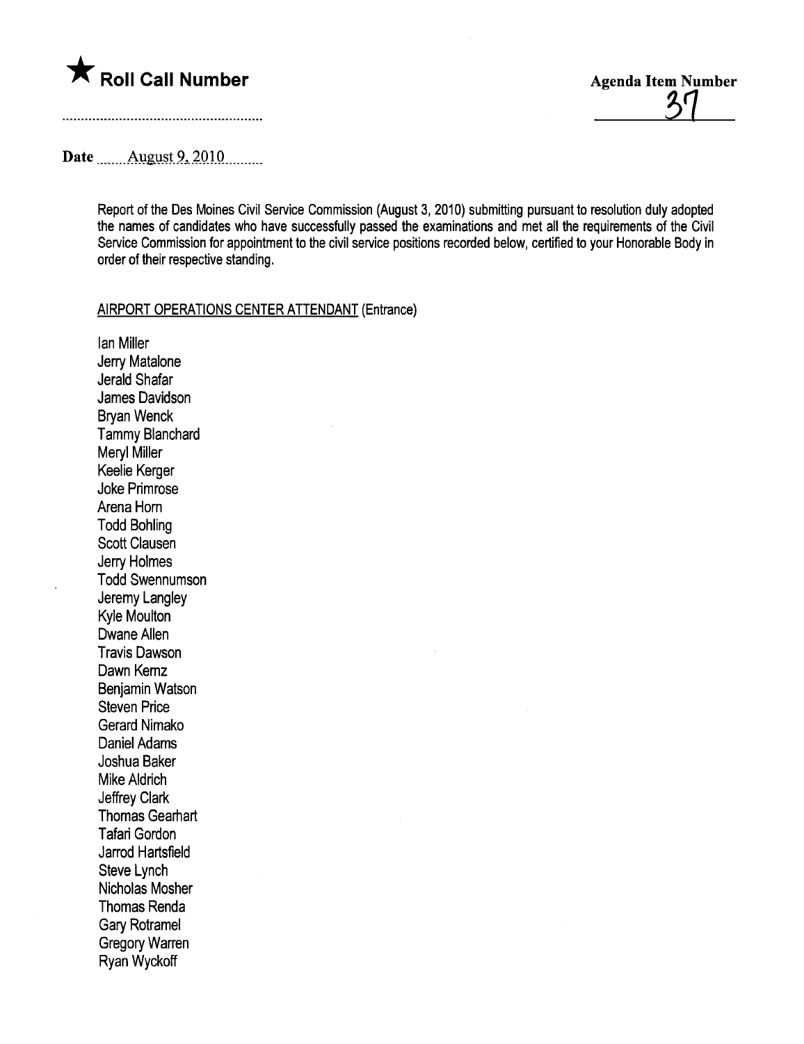★ **Roll Call Number**

**Agenda Item Number**
37

**Date** August 9, 2010

Report of the Des Moines Civil Service Commission (August 3, 2010) submitting pursuant to resolution duly adopted the names of candidates who have successfully passed the examinations and met all the requirements of the Civil Service Commission for appointment to the civil service positions recorded below, certified to your Honorable Body in order of their respective standing.

<u>AIRPORT OPERATIONS CENTER ATTENDANT</u> (Entrance)

Ian Miller
Jerry Matalone
Jerald Shafar
James Davidson
Bryan Wenck
Tammy Blanchard
Meryl Miller
Keelie Kerger
Joke Primrose
Arena Horn
Todd Bohling
Scott Clausen
Jerry Holmes
Todd Swennumson
Jeremy Langley
Kyle Moulton
Dwane Allen
Travis Dawson
Dawn Kernz
Benjamin Watson
Steven Price
Gerard Nimako
Daniel Adams
Joshua Baker
Mike Aldrich
Jeffrey Clark
Thomas Gearhart
Tafari Gordon
Jarrod Hartsfield
Steve Lynch
Nicholas Mosher
Thomas Renda
Gary Rotramel
Gregory Warren
Ryan Wyckoff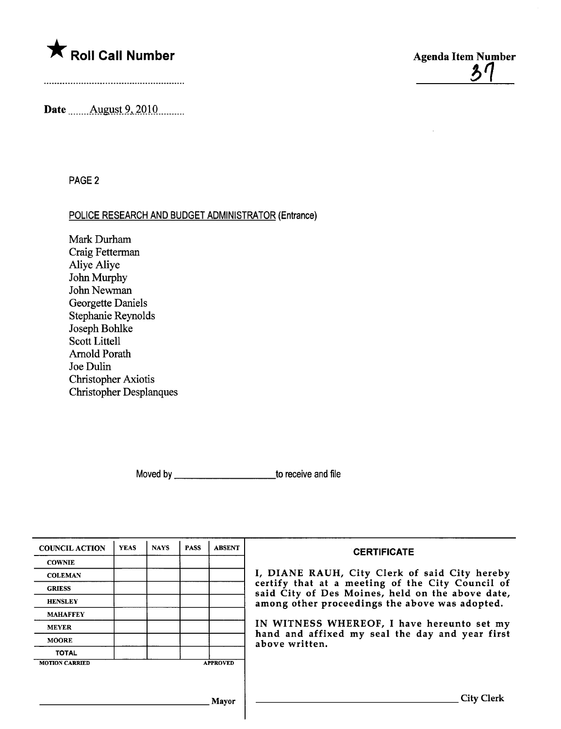★ **Roll Call Number**

.........................................................

**Agenda Item Number**

37

**Date** August 9, 2010

PAGE 2

POLICE RESEARCH AND BUDGET ADMINISTRATOR (Entrance)

Mark Durham
Craig Fetterman
Aliye Aliye
John Murphy
John Newman
Georgette Daniels
Stephanie Reynolds
Joseph Bohlke
Scott Littell
Arnold Porath
Joe Dulin
Christopher Axiotis
Christopher Desplanques

Moved by ____________________ to receive and file

| COUNCIL ACTION | YEAS | NAYS | PASS | ABSENT |
|---|---|---|---|---|
| COWNIE | | | | |
| COLEMAN | | | | |
| GRIESS | | | | |
| HENSLEY | | | | |
| MAHAFFEY | | | | |
| MEYER | | | | |
| MOORE | | | | |
| TOTAL | | | | |

MOTION CARRIED APPROVED

________________________________ Mayor

**CERTIFICATE**

I, DIANE RAUH, City Clerk of said City hereby certify that at a meeting of the City Council of said City of Des Moines, held on the above date, among other proceedings the above was adopted.

IN WITNESS WHEREOF, I have hereunto set my hand and affixed my seal the day and year first above written.

________________________________ City Clerk